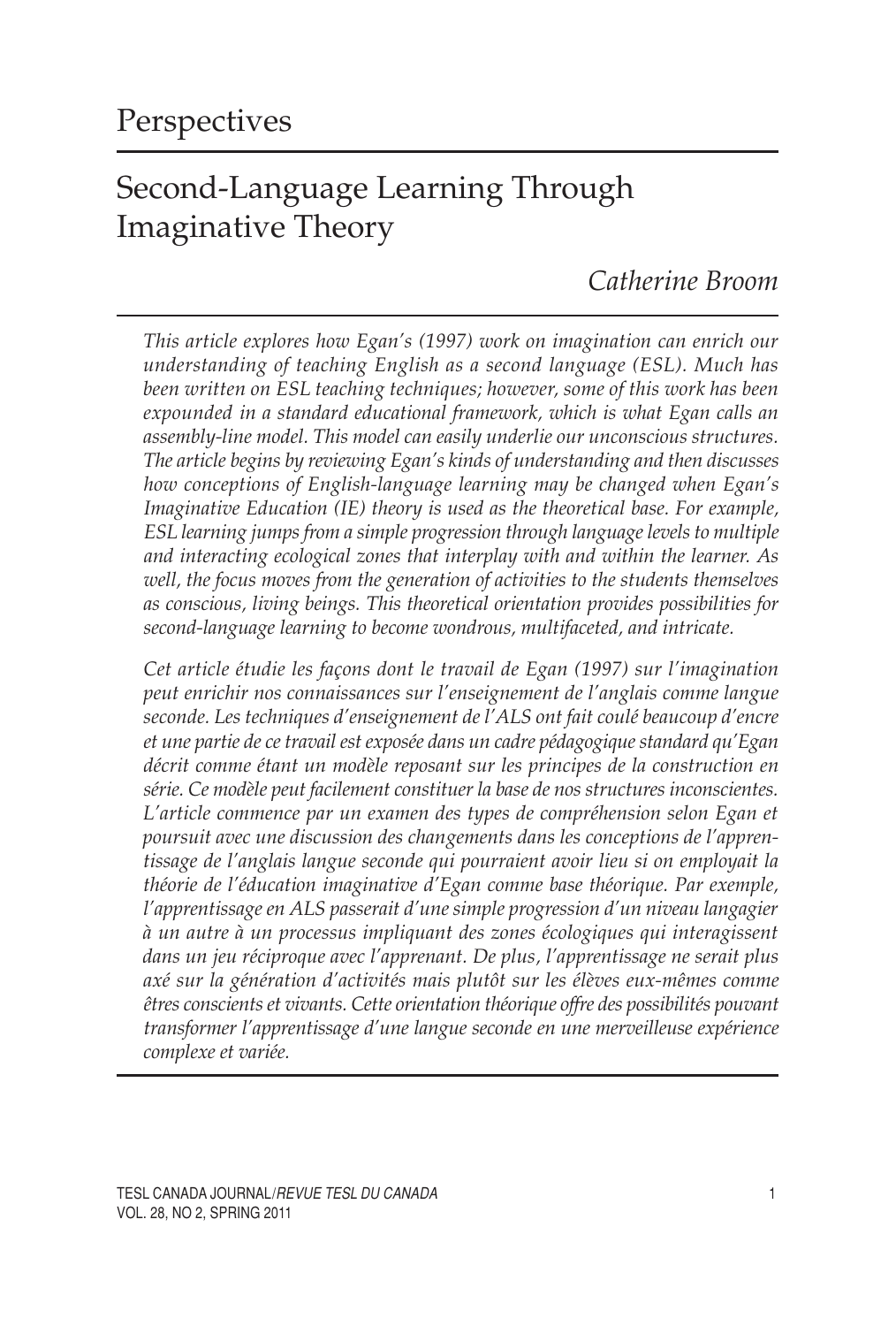# Perspectives

## Second-Language Learning Through Imaginative Theory

*Catherine Broom*

*This article explores how Egan's (1997) work on imagination can enrich our understanding of teaching English as a second language (ESL). Much has been written on ESL teaching techniques; however, some of this work has been expounded in a standard educational framework, which is what Egan calls an assembly-line model. This model can easily underlie our unconscious structures. The article begins by reviewing Egan's kinds of understanding and then discusses how conceptions of English-language learning may be changed when Egan's Imaginative Education (IE) theory is used as the theoretical base. For example, ESL learning jumps from a simple progression through language levels to multiple and interacting ecological zones that interplay with and within the learner. As well, the focus moves from the generation of activities to the students themselves as conscious, living beings. This theoretical orientation provides possibilities for second-language learning to become wondrous, multifaceted, and intricate.*

*Cet article étudie les façons dont le travail de Egan (1997) sur l'imagination peut enrichir nos connaissances sur l'enseignement de l'anglais comme langue seconde. Les techniques d'enseignement de l'ALS ont fait coulé beaucoup d'encre et une partie de ce travail est exposée dans un cadre pédagogique standard qu'Egan décrit comme étant un modèle reposant sur les principes de la construction en série. Ce modèle peut facilement constituer la base de nos structures inconscientes. L'article commence par un examen des types de compréhension selon Egan et poursuit avec une discussion des changements dans les conceptions de l'apprentissage de l'anglais langue seconde qui pourraient avoir lieu si on employait la théorie de l'éducation imaginative d'Egan comme base théorique. Par exemple, l'apprentissage en ALS passerait d'une simple progression d'un niveau langagier à un autre à un processus impliquant des zones écologiques qui interagissent dans un jeu réciproque avec l'apprenant. De plus, l'apprentissage ne serait plus axé sur la génération d'activités mais plutôt sur les élèves eux-mêmes comme êtres conscients et vivants. Cette orientation théorique offre des possibilités pouvant transformer l'apprentissage d'une langue seconde en une merveilleuse expérience complexe et variée.*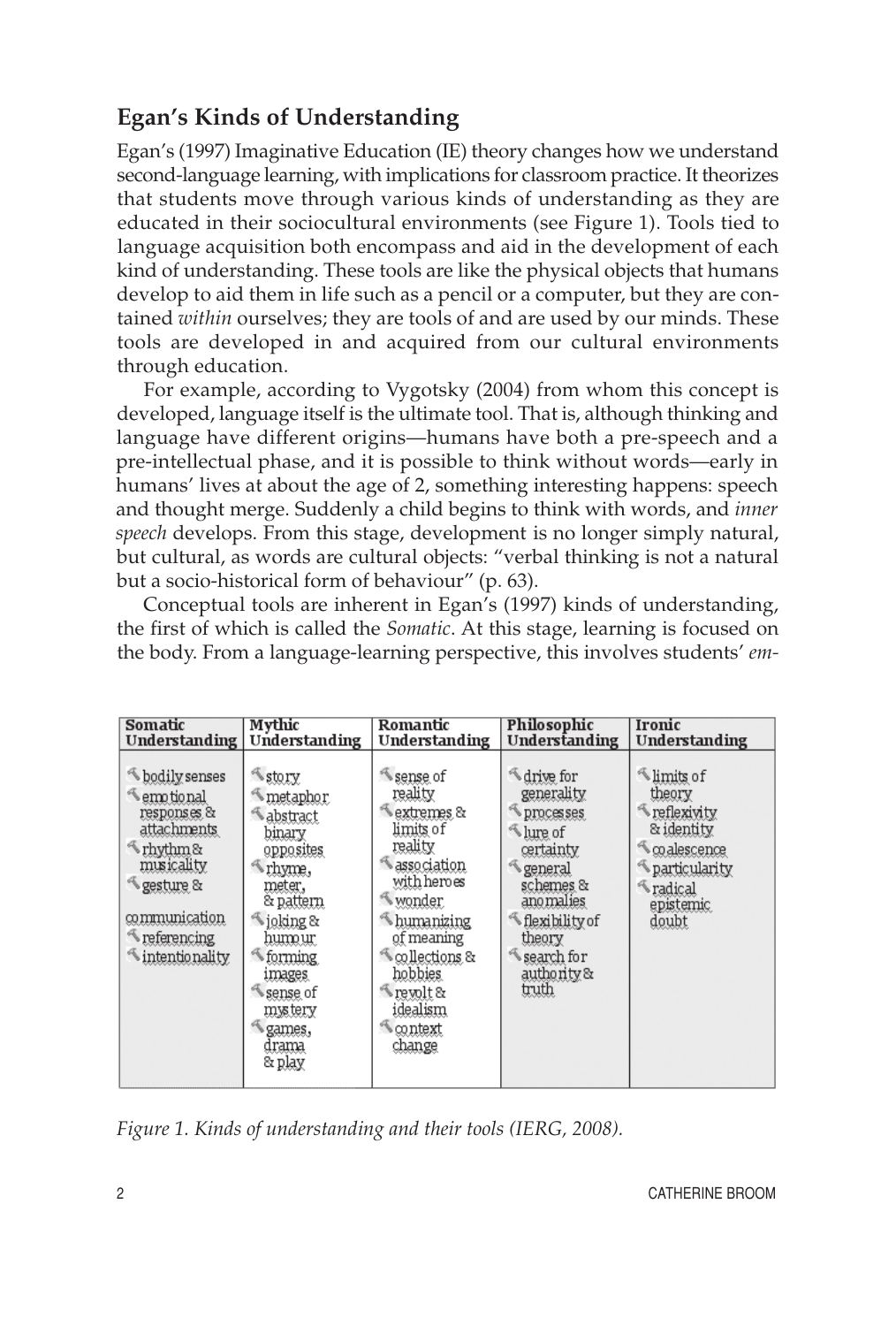## Egan's Kinds of Understanding

Egan's (1997) Imaginative Education (IE) theory changes how we understand second-language learning, with implications for classroom practice. It theorizes that students move through various kinds of understanding as they are educated in their sociocultural environments (see Figure 1). Tools tied to language acquisition both encompass and aid in the development of each kind of understanding. These tools are like the physical objects that humans develop to aid them in life such as a pencil or a computer, but they are contained *within* ourselves; they are tools of and are used by our minds. These tools are developed in and acquired from our cultural environments through education.

For example, according to Vygotsky (2004) from whom this concept is developed, language itself is the ultimate tool. That is, although thinking and language have different origins—humans have both a pre-speech and a pre-intellectual phase, and it is possible to think without words—early in humans' lives at about the age of 2, something interesting happens: speech and thought merge. Suddenly a child begins to think with words, and *inner speech* develops. From this stage, development is no longer simply natural, but cultural, as words are cultural objects: "verbal thinking is not a natural but a socio-historical form of behaviour" (p. 63).

Conceptual tools are inherent in Egan's (1997) kinds of understanding, the first of which is called the *Somatic*. At this stage, learning is focused on the body. From a language-learning perspective, this involves students' *em-*

| Somatic Understanding | Mythic Understanding | Romantic Understanding | Philosophic Understanding | Ironic Understanding |
|---|---|---|---|---|
| bodily senses | story | sense of reality | drive for generality | limits of theory |
| emotional responses & attachments | metaphor | extremes & limits of reality | processes | reflexivity & identity |
| rhythm & musicality | abstract binary opposites | association with heroes | lure of certainty | coalescence |
| gesture & communication | rhyme, meter, & pattern | wonder | general schemes & anomalies | particularity |
| referencing | joking & humour | humanizing of meaning | flexibility of theory | radical epistemic doubt |
| intentionality | forming images | collections & hobbies | search for authority & truth | |
| | sense of mystery | revolt & idealism | | |
| | games, drama & play | context change | | |

*Figure 1. Kinds of understanding and their tools (IERG, 2008).*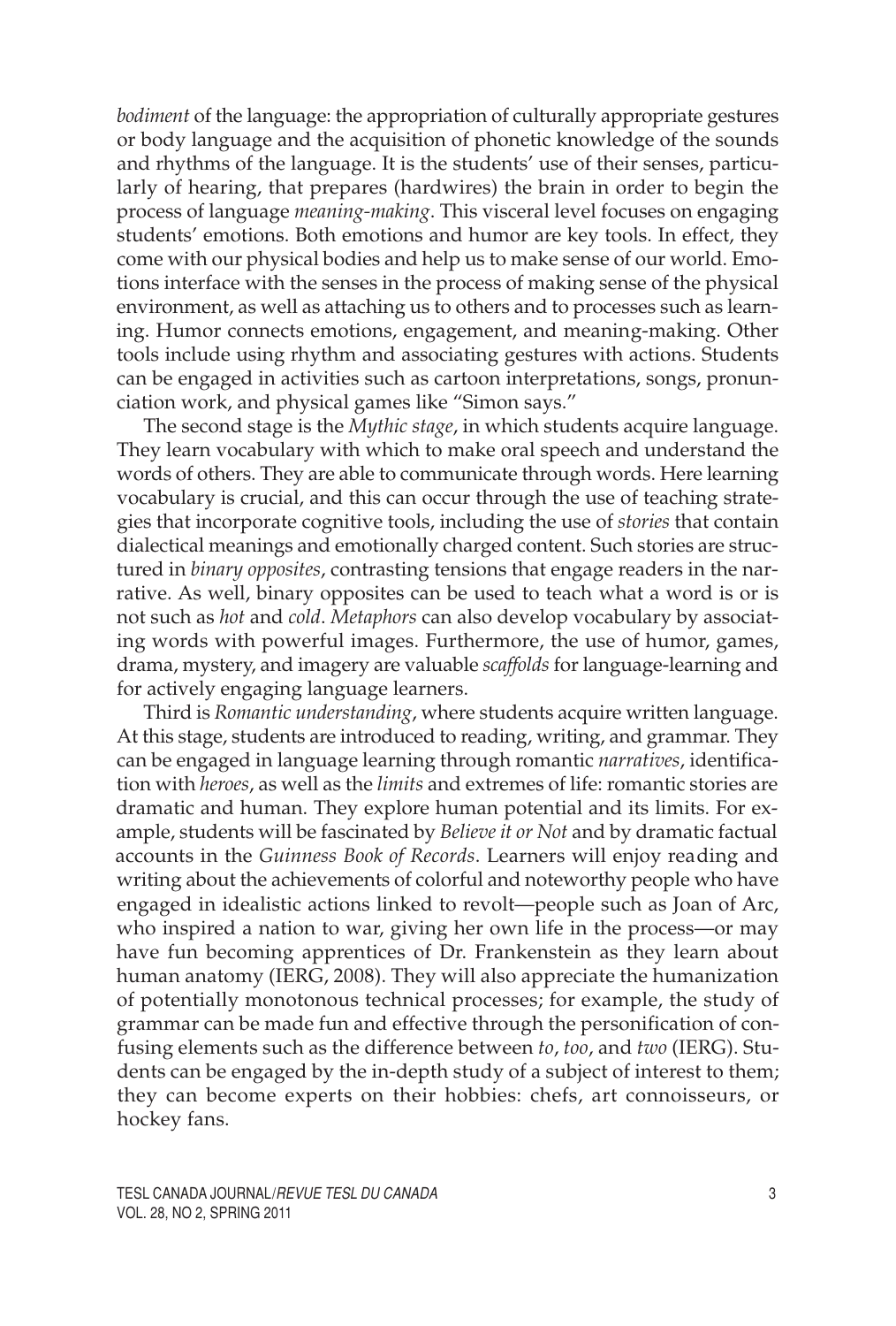*bodiment* of the language: the appropriation of culturally appropriate gestures or body language and the acquisition of phonetic knowledge of the sounds and rhythms of the language. It is the students' use of their senses, particularly of hearing, that prepares (hardwires) the brain in order to begin the process of language *meaning-making*. This visceral level focuses on engaging students' emotions. Both emotions and humor are key tools. In effect, they come with our physical bodies and help us to make sense of our world. Emotions interface with the senses in the process of making sense of the physical environment, as well as attaching us to others and to processes such as learning. Humor connects emotions, engagement, and meaning-making. Other tools include using rhythm and associating gestures with actions. Students can be engaged in activities such as cartoon interpretations, songs, pronunciation work, and physical games like "Simon says."

The second stage is the *Mythic stage*, in which students acquire language. They learn vocabulary with which to make oral speech and understand the words of others. They are able to communicate through words. Here learning vocabulary is crucial, and this can occur through the use of teaching strategies that incorporate cognitive tools, including the use of *stories* that contain dialectical meanings and emotionally charged content. Such stories are structured in *binary opposites*, contrasting tensions that engage readers in the narrative. As well, binary opposites can be used to teach what a word is or is not such as *hot* and *cold*. *Metaphors* can also develop vocabulary by associating words with powerful images. Furthermore, the use of humor, games, drama, mystery, and imagery are valuable *scaffolds* for language-learning and for actively engaging language learners.

Third is *Romantic understanding*, where students acquire written language. At this stage, students are introduced to reading, writing, and grammar. They can be engaged in language learning through romantic *narratives*, identification with *heroes*, as well as the *limits* and extremes of life: romantic stories are dramatic and human. They explore human potential and its limits. For example, students will be fascinated by *Believe it or Not* and by dramatic factual accounts in the *Guinness Book of Records*. Learners will enjoy reading and writing about the achievements of colorful and noteworthy people who have engaged in idealistic actions linked to revolt—people such as Joan of Arc, who inspired a nation to war, giving her own life in the process—or may have fun becoming apprentices of Dr. Frankenstein as they learn about human anatomy (IERG, 2008). They will also appreciate the humanization of potentially monotonous technical processes; for example, the study of grammar can be made fun and effective through the personification of confusing elements such as the difference between *to*, *too*, and *two* (IERG). Students can be engaged by the in-depth study of a subject of interest to them; they can become experts on their hobbies: chefs, art connoisseurs, or hockey fans.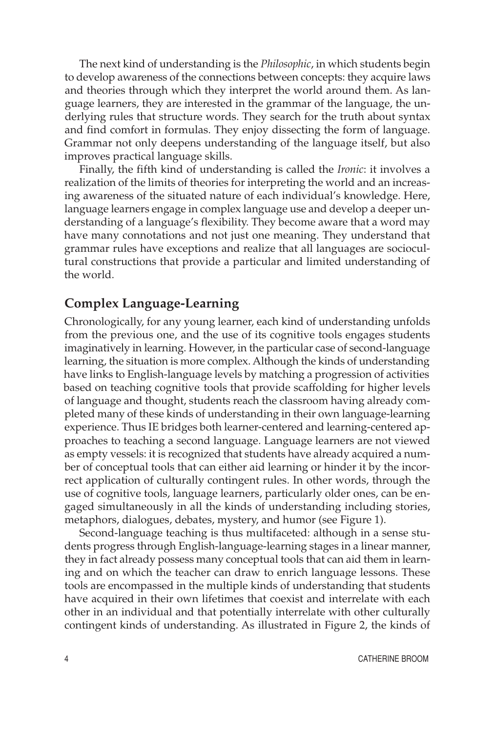The next kind of understanding is the *Philosophic*, in which students begin to develop awareness of the connections between concepts: they acquire laws and theories through which they interpret the world around them. As language learners, they are interested in the grammar of the language, the underlying rules that structure words. They search for the truth about syntax and find comfort in formulas. They enjoy dissecting the form of language. Grammar not only deepens understanding of the language itself, but also improves practical language skills.

Finally, the fifth kind of understanding is called the *Ironic*: it involves a realization of the limits of theories for interpreting the world and an increasing awareness of the situated nature of each individual's knowledge. Here, language learners engage in complex language use and develop a deeper understanding of a language's flexibility. They become aware that a word may have many connotations and not just one meaning. They understand that grammar rules have exceptions and realize that all languages are sociocultural constructions that provide a particular and limited understanding of the world.

## Complex Language-Learning

Chronologically, for any young learner, each kind of understanding unfolds from the previous one, and the use of its cognitive tools engages students imaginatively in learning. However, in the particular case of second-language learning, the situation is more complex. Although the kinds of understanding have links to English-language levels by matching a progression of activities based on teaching cognitive tools that provide scaffolding for higher levels of language and thought, students reach the classroom having already completed many of these kinds of understanding in their own language-learning experience. Thus IE bridges both learner-centered and learning-centered approaches to teaching a second language. Language learners are not viewed as empty vessels: it is recognized that students have already acquired a number of conceptual tools that can either aid learning or hinder it by the incorrect application of culturally contingent rules. In other words, through the use of cognitive tools, language learners, particularly older ones, can be engaged simultaneously in all the kinds of understanding including stories, metaphors, dialogues, debates, mystery, and humor (see Figure 1).

Second-language teaching is thus multifaceted: although in a sense students progress through English-language-learning stages in a linear manner, they in fact already possess many conceptual tools that can aid them in learning and on which the teacher can draw to enrich language lessons. These tools are encompassed in the multiple kinds of understanding that students have acquired in their own lifetimes that coexist and interrelate with each other in an individual and that potentially interrelate with other culturally contingent kinds of understanding. As illustrated in Figure 2, the kinds of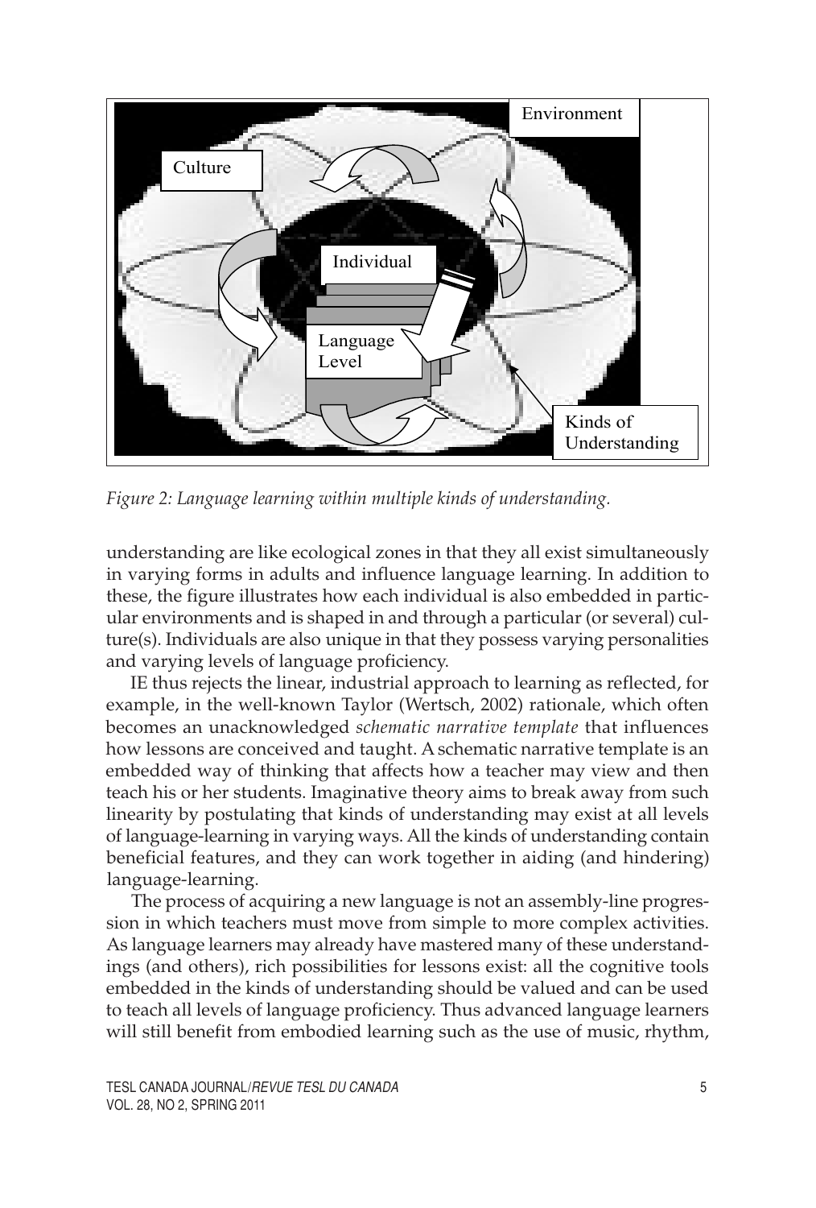*Figure 2: Language learning within multiple kinds of understanding.*

understanding are like ecological zones in that they all exist simultaneously in varying forms in adults and influence language learning. In addition to these, the figure illustrates how each individual is also embedded in particular environments and is shaped in and through a particular (or several) culture(s). Individuals are also unique in that they possess varying personalities and varying levels of language proficiency.

IE thus rejects the linear, industrial approach to learning as reflected, for example, in the well-known Taylor (Wertsch, 2002) rationale, which often becomes an unacknowledged *schematic narrative template* that influences how lessons are conceived and taught. A schematic narrative template is an embedded way of thinking that affects how a teacher may view and then teach his or her students. Imaginative theory aims to break away from such linearity by postulating that kinds of understanding may exist at all levels of language-learning in varying ways. All the kinds of understanding contain beneficial features, and they can work together in aiding (and hindering) language-learning.

The process of acquiring a new language is not an assembly-line progression in which teachers must move from simple to more complex activities. As language learners may already have mastered many of these understandings (and others), rich possibilities for lessons exist: all the cognitive tools embedded in the kinds of understanding should be valued and can be used to teach all levels of language proficiency. Thus advanced language learners will still benefit from embodied learning such as the use of music, rhythm,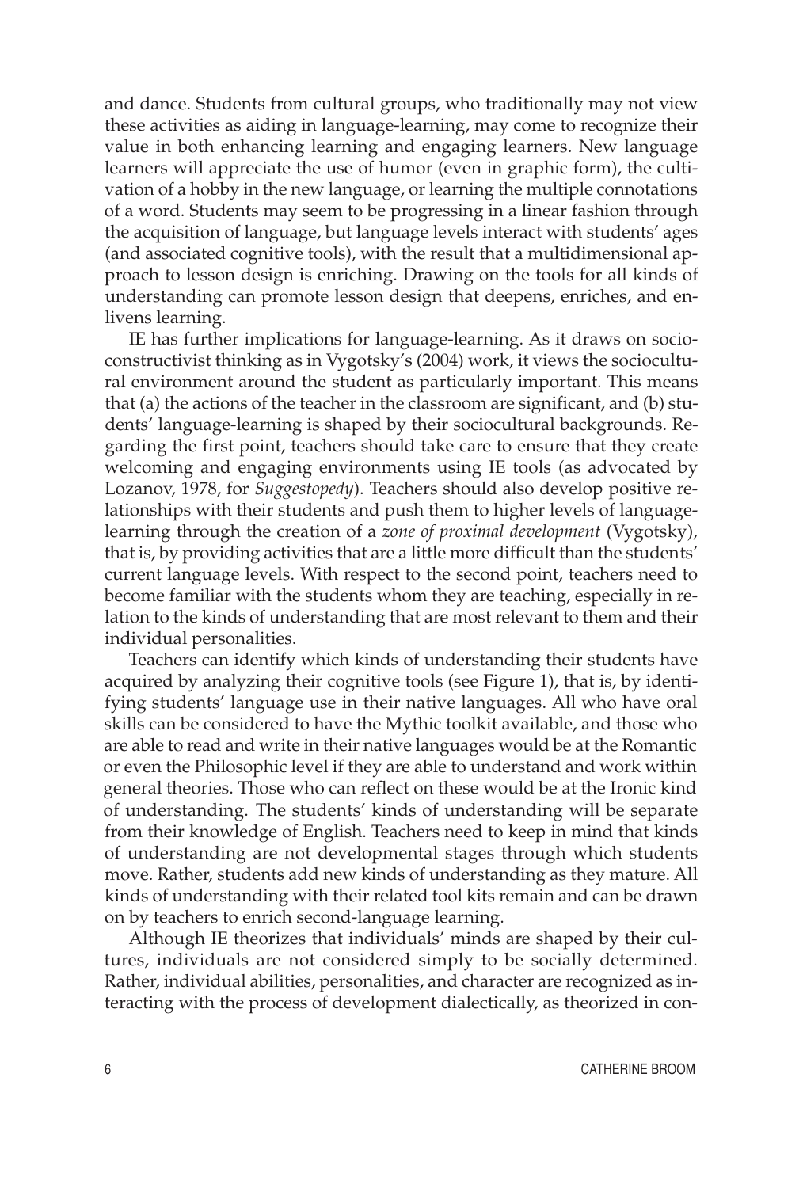and dance. Students from cultural groups, who traditionally may not view these activities as aiding in language-learning, may come to recognize their value in both enhancing learning and engaging learners. New language learners will appreciate the use of humor (even in graphic form), the cultivation of a hobby in the new language, or learning the multiple connotations of a word. Students may seem to be progressing in a linear fashion through the acquisition of language, but language levels interact with students' ages (and associated cognitive tools), with the result that a multidimensional approach to lesson design is enriching. Drawing on the tools for all kinds of understanding can promote lesson design that deepens, enriches, and enlivens learning.

IE has further implications for language-learning. As it draws on socioconstructivist thinking as in Vygotsky's (2004) work, it views the sociocultural environment around the student as particularly important. This means that (a) the actions of the teacher in the classroom are significant, and (b) students' language-learning is shaped by their sociocultural backgrounds. Regarding the first point, teachers should take care to ensure that they create welcoming and engaging environments using IE tools (as advocated by Lozanov, 1978, for *Suggestopedy*). Teachers should also develop positive relationships with their students and push them to higher levels of language-learning through the creation of a *zone of proximal development* (Vygotsky), that is, by providing activities that are a little more difficult than the students' current language levels. With respect to the second point, teachers need to become familiar with the students whom they are teaching, especially in relation to the kinds of understanding that are most relevant to them and their individual personalities.

Teachers can identify which kinds of understanding their students have acquired by analyzing their cognitive tools (see Figure 1), that is, by identifying students' language use in their native languages. All who have oral skills can be considered to have the Mythic toolkit available, and those who are able to read and write in their native languages would be at the Romantic or even the Philosophic level if they are able to understand and work within general theories. Those who can reflect on these would be at the Ironic kind of understanding. The students' kinds of understanding will be separate from their knowledge of English. Teachers need to keep in mind that kinds of understanding are not developmental stages through which students move. Rather, students add new kinds of understanding as they mature. All kinds of understanding with their related tool kits remain and can be drawn on by teachers to enrich second-language learning.

Although IE theorizes that individuals' minds are shaped by their cultures, individuals are not considered simply to be socially determined. Rather, individual abilities, personalities, and character are recognized as interacting with the process of development dialectically, as theorized in con-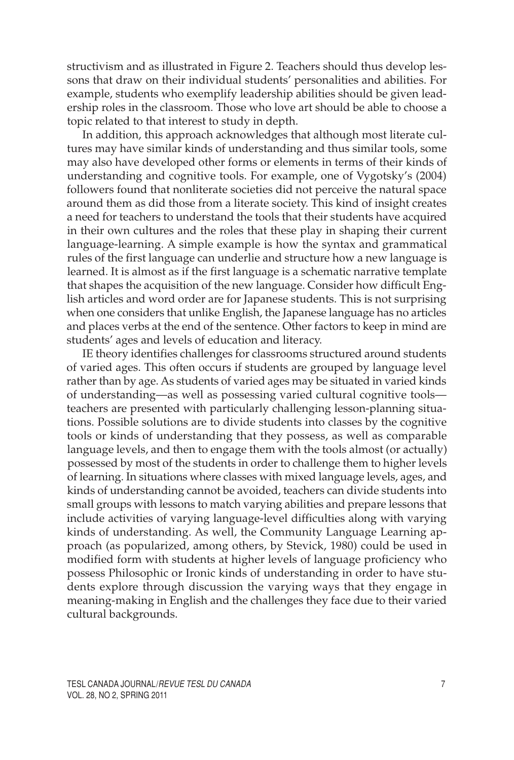structivism and as illustrated in Figure 2. Teachers should thus develop lessons that draw on their individual students' personalities and abilities. For example, students who exemplify leadership abilities should be given leadership roles in the classroom. Those who love art should be able to choose a topic related to that interest to study in depth.

In addition, this approach acknowledges that although most literate cultures may have similar kinds of understanding and thus similar tools, some may also have developed other forms or elements in terms of their kinds of understanding and cognitive tools. For example, one of Vygotsky's (2004) followers found that nonliterate societies did not perceive the natural space around them as did those from a literate society. This kind of insight creates a need for teachers to understand the tools that their students have acquired in their own cultures and the roles that these play in shaping their current language-learning. A simple example is how the syntax and grammatical rules of the first language can underlie and structure how a new language is learned. It is almost as if the first language is a schematic narrative template that shapes the acquisition of the new language. Consider how difficult English articles and word order are for Japanese students. This is not surprising when one considers that unlike English, the Japanese language has no articles and places verbs at the end of the sentence. Other factors to keep in mind are students' ages and levels of education and literacy.

IE theory identifies challenges for classrooms structured around students of varied ages. This often occurs if students are grouped by language level rather than by age. As students of varied ages may be situated in varied kinds of understanding—as well as possessing varied cultural cognitive tools—teachers are presented with particularly challenging lesson-planning situations. Possible solutions are to divide students into classes by the cognitive tools or kinds of understanding that they possess, as well as comparable language levels, and then to engage them with the tools almost (or actually) possessed by most of the students in order to challenge them to higher levels of learning. In situations where classes with mixed language levels, ages, and kinds of understanding cannot be avoided, teachers can divide students into small groups with lessons to match varying abilities and prepare lessons that include activities of varying language-level difficulties along with varying kinds of understanding. As well, the Community Language Learning approach (as popularized, among others, by Stevick, 1980) could be used in modified form with students at higher levels of language proficiency who possess Philosophic or Ironic kinds of understanding in order to have students explore through discussion the varying ways that they engage in meaning-making in English and the challenges they face due to their varied cultural backgrounds.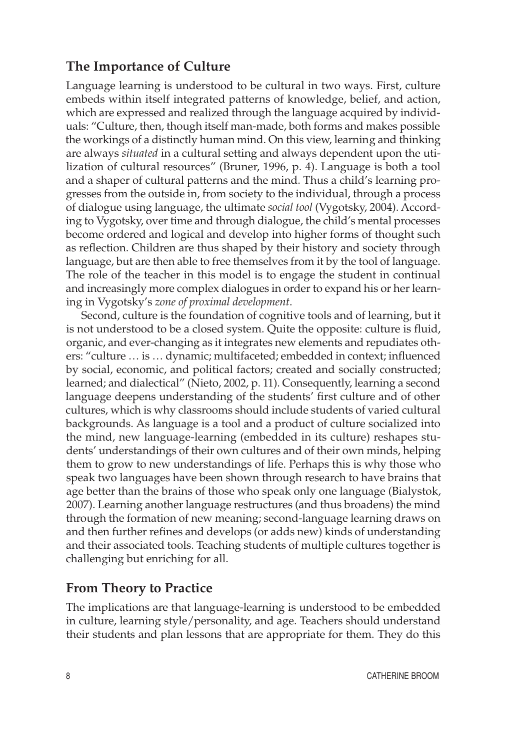## The Importance of Culture

Language learning is understood to be cultural in two ways. First, culture embeds within itself integrated patterns of knowledge, belief, and action, which are expressed and realized through the language acquired by individuals: "Culture, then, though itself man-made, both forms and makes possible the workings of a distinctly human mind. On this view, learning and thinking are always *situated* in a cultural setting and always dependent upon the utilization of cultural resources" (Bruner, 1996, p. 4). Language is both a tool and a shaper of cultural patterns and the mind. Thus a child's learning progresses from the outside in, from society to the individual, through a process of dialogue using language, the ultimate *social tool* (Vygotsky, 2004). According to Vygotsky, over time and through dialogue, the child's mental processes become ordered and logical and develop into higher forms of thought such as reflection. Children are thus shaped by their history and society through language, but are then able to free themselves from it by the tool of language. The role of the teacher in this model is to engage the student in continual and increasingly more complex dialogues in order to expand his or her learning in Vygotsky's *zone of proximal development*.

Second, culture is the foundation of cognitive tools and of learning, but it is not understood to be a closed system. Quite the opposite: culture is fluid, organic, and ever-changing as it integrates new elements and repudiates others: "culture … is … dynamic; multifaceted; embedded in context; influenced by social, economic, and political factors; created and socially constructed; learned; and dialectical" (Nieto, 2002, p. 11). Consequently, learning a second language deepens understanding of the students' first culture and of other cultures, which is why classrooms should include students of varied cultural backgrounds. As language is a tool and a product of culture socialized into the mind, new language-learning (embedded in its culture) reshapes students' understandings of their own cultures and of their own minds, helping them to grow to new understandings of life. Perhaps this is why those who speak two languages have been shown through research to have brains that age better than the brains of those who speak only one language (Bialystok, 2007). Learning another language restructures (and thus broadens) the mind through the formation of new meaning; second-language learning draws on and then further refines and develops (or adds new) kinds of understanding and their associated tools. Teaching students of multiple cultures together is challenging but enriching for all.

## From Theory to Practice

The implications are that language-learning is understood to be embedded in culture, learning style/personality, and age. Teachers should understand their students and plan lessons that are appropriate for them. They do this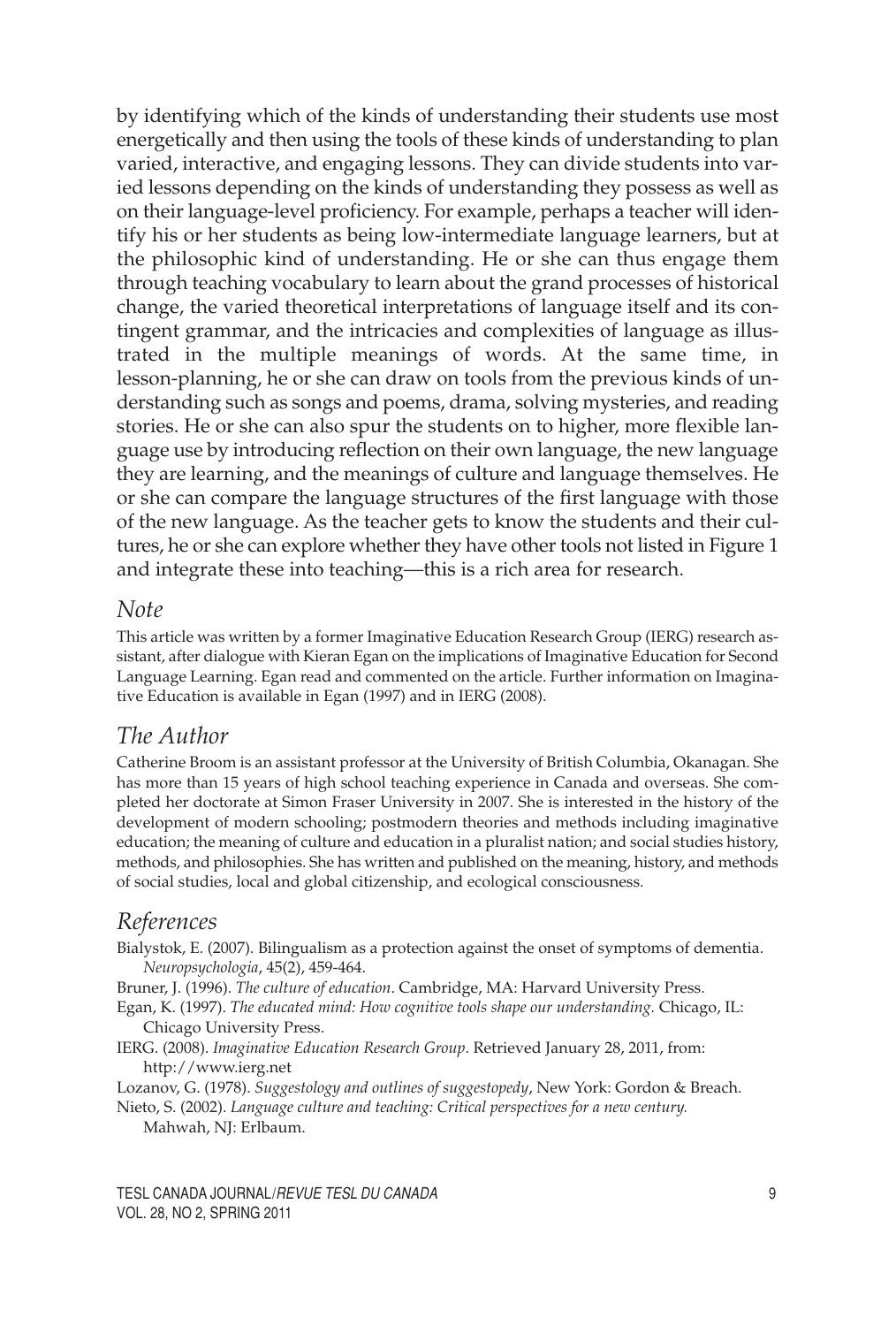by identifying which of the kinds of understanding their students use most energetically and then using the tools of these kinds of understanding to plan varied, interactive, and engaging lessons. They can divide students into varied lessons depending on the kinds of understanding they possess as well as on their language-level proficiency. For example, perhaps a teacher will identify his or her students as being low-intermediate language learners, but at the philosophic kind of understanding. He or she can thus engage them through teaching vocabulary to learn about the grand processes of historical change, the varied theoretical interpretations of language itself and its contingent grammar, and the intricacies and complexities of language as illustrated in the multiple meanings of words. At the same time, in lesson-planning, he or she can draw on tools from the previous kinds of understanding such as songs and poems, drama, solving mysteries, and reading stories. He or she can also spur the students on to higher, more flexible language use by introducing reflection on their own language, the new language they are learning, and the meanings of culture and language themselves. He or she can compare the language structures of the first language with those of the new language. As the teacher gets to know the students and their cultures, he or she can explore whether they have other tools not listed in Figure 1 and integrate these into teaching—this is a rich area for research.

## *Note*

This article was written by a former Imaginative Education Research Group (IERG) research assistant, after dialogue with Kieran Egan on the implications of Imaginative Education for Second Language Learning. Egan read and commented on the article. Further information on Imaginative Education is available in Egan (1997) and in IERG (2008).

## *The Author*

Catherine Broom is an assistant professor at the University of British Columbia, Okanagan. She has more than 15 years of high school teaching experience in Canada and overseas. She completed her doctorate at Simon Fraser University in 2007. She is interested in the history of the development of modern schooling; postmodern theories and methods including imaginative education; the meaning of culture and education in a pluralist nation; and social studies history, methods, and philosophies. She has written and published on the meaning, history, and methods of social studies, local and global citizenship, and ecological consciousness.

## *References*

Bialystok, E. (2007). Bilingualism as a protection against the onset of symptoms of dementia. *Neuropsychologia*, 45(2), 459-464.

Bruner, J. (1996). *The culture of education*. Cambridge, MA: Harvard University Press.

Egan, K. (1997). *The educated mind: How cognitive tools shape our understanding.* Chicago, IL: Chicago University Press.

IERG. (2008). *Imaginative Education Research Group*. Retrieved January 28, 2011, from: http://www.ierg.net

Lozanov, G. (1978). *Suggestology and outlines of suggestopedy*, New York: Gordon & Breach.

Nieto, S. (2002). *Language culture and teaching: Critical perspectives for a new century.* Mahwah, NJ: Erlbaum.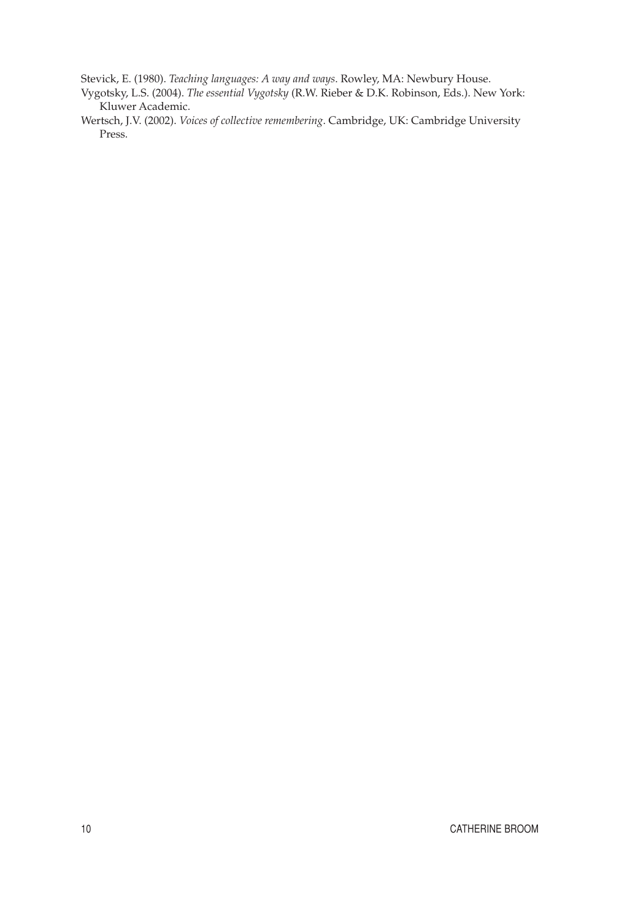Stevick, E. (1980). *Teaching languages: A way and ways*. Rowley, MA: Newbury House.

Vygotsky, L.S. (2004). *The essential Vygotsky* (R.W. Rieber & D.K. Robinson, Eds.). New York: Kluwer Academic.

Wertsch, J.V. (2002). *Voices of collective remembering*. Cambridge, UK: Cambridge University Press.